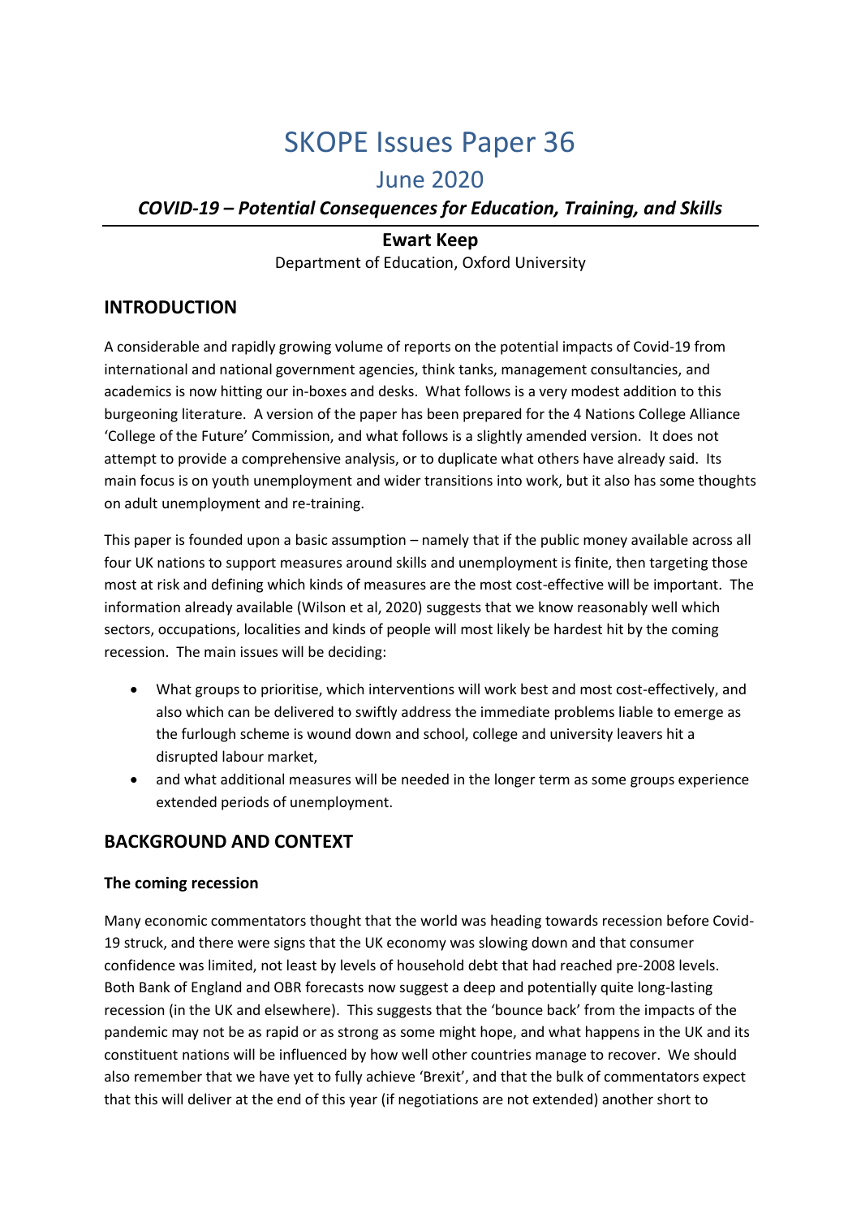# SKOPE Issues Paper 36

## June 2020

### *COVID-19 – Potential Consequences for Education, Training, and Skills*

**Ewart Keep**

Department of Education, Oxford University

## INTRODUCTION

A considerable and rapidly growing volume of reports on the potential impacts of Covid-19 from international and national government agencies, think tanks, management consultancies, and academics is now hitting our in-boxes and desks. What follows is a very modest addition to this burgeoning literature. A version of the paper has been prepared for the 4 Nations College Alliance 'College of the Future' Commission, and what follows is a slightly amended version. It does not attempt to provide a comprehensive analysis, or to duplicate what others have already said. Its main focus is on youth unemployment and wider transitions into work, but it also has some thoughts on adult unemployment and re-training.

This paper is founded upon a basic assumption – namely that if the public money available across all four UK nations to support measures around skills and unemployment is finite, then targeting those most at risk and defining which kinds of measures are the most cost-effective will be important. The information already available (Wilson et al, 2020) suggests that we know reasonably well which sectors, occupations, localities and kinds of people will most likely be hardest hit by the coming recession. The main issues will be deciding:

- What groups to prioritise, which interventions will work best and most cost-effectively, and also which can be delivered to swiftly address the immediate problems liable to emerge as the furlough scheme is wound down and school, college and university leavers hit a disrupted labour market,
- and what additional measures will be needed in the longer term as some groups experience extended periods of unemployment.

## BACKGROUND AND CONTEXT

### The coming recession

Many economic commentators thought that the world was heading towards recession before Covid-19 struck, and there were signs that the UK economy was slowing down and that consumer confidence was limited, not least by levels of household debt that had reached pre-2008 levels. Both Bank of England and OBR forecasts now suggest a deep and potentially quite long-lasting recession (in the UK and elsewhere). This suggests that the 'bounce back' from the impacts of the pandemic may not be as rapid or as strong as some might hope, and what happens in the UK and its constituent nations will be influenced by how well other countries manage to recover. We should also remember that we have yet to fully achieve 'Brexit', and that the bulk of commentators expect that this will deliver at the end of this year (if negotiations are not extended) another short to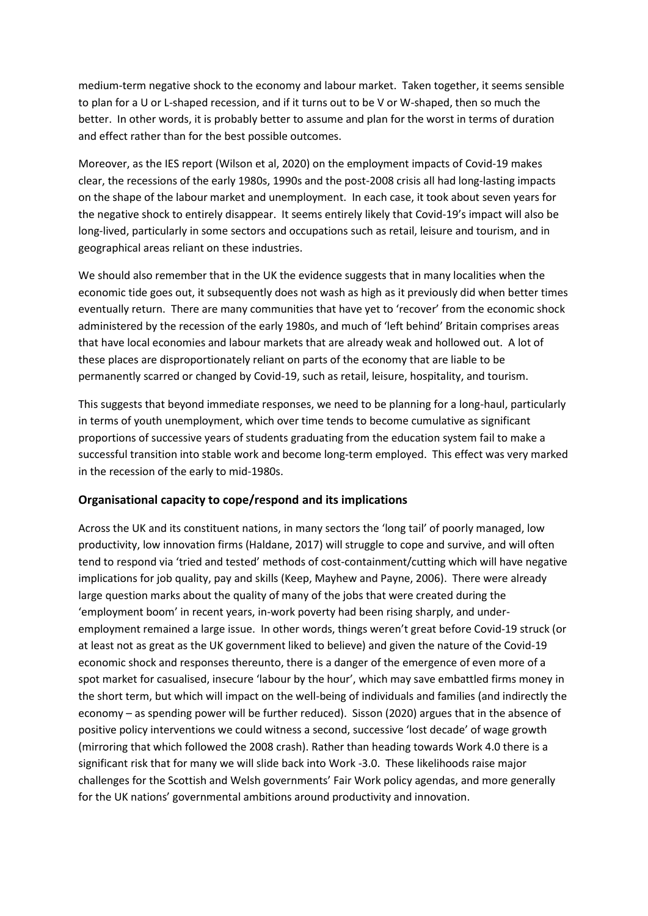medium-term negative shock to the economy and labour market. Taken together, it seems sensible to plan for a U or L-shaped recession, and if it turns out to be V or W-shaped, then so much the better. In other words, it is probably better to assume and plan for the worst in terms of duration and effect rather than for the best possible outcomes.

Moreover, as the IES report (Wilson et al, 2020) on the employment impacts of Covid-19 makes clear, the recessions of the early 1980s, 1990s and the post-2008 crisis all had long-lasting impacts on the shape of the labour market and unemployment. In each case, it took about seven years for the negative shock to entirely disappear. It seems entirely likely that Covid-19's impact will also be long-lived, particularly in some sectors and occupations such as retail, leisure and tourism, and in geographical areas reliant on these industries.

We should also remember that in the UK the evidence suggests that in many localities when the economic tide goes out, it subsequently does not wash as high as it previously did when better times eventually return. There are many communities that have yet to 'recover' from the economic shock administered by the recession of the early 1980s, and much of 'left behind' Britain comprises areas that have local economies and labour markets that are already weak and hollowed out. A lot of these places are disproportionately reliant on parts of the economy that are liable to be permanently scarred or changed by Covid-19, such as retail, leisure, hospitality, and tourism.

This suggests that beyond immediate responses, we need to be planning for a long-haul, particularly in terms of youth unemployment, which over time tends to become cumulative as significant proportions of successive years of students graduating from the education system fail to make a successful transition into stable work and become long-term employed. This effect was very marked in the recession of the early to mid-1980s.

## Organisational capacity to cope/respond and its implications

Across the UK and its constituent nations, in many sectors the 'long tail' of poorly managed, low productivity, low innovation firms (Haldane, 2017) will struggle to cope and survive, and will often tend to respond via 'tried and tested' methods of cost-containment/cutting which will have negative implications for job quality, pay and skills (Keep, Mayhew and Payne, 2006). There were already large question marks about the quality of many of the jobs that were created during the 'employment boom' in recent years, in-work poverty had been rising sharply, and under-employment remained a large issue. In other words, things weren't great before Covid-19 struck (or at least not as great as the UK government liked to believe) and given the nature of the Covid-19 economic shock and responses thereunto, there is a danger of the emergence of even more of a spot market for casualised, insecure 'labour by the hour', which may save embattled firms money in the short term, but which will impact on the well-being of individuals and families (and indirectly the economy – as spending power will be further reduced). Sisson (2020) argues that in the absence of positive policy interventions we could witness a second, successive 'lost decade' of wage growth (mirroring that which followed the 2008 crash). Rather than heading towards Work 4.0 there is a significant risk that for many we will slide back into Work -3.0. These likelihoods raise major challenges for the Scottish and Welsh governments' Fair Work policy agendas, and more generally for the UK nations' governmental ambitions around productivity and innovation.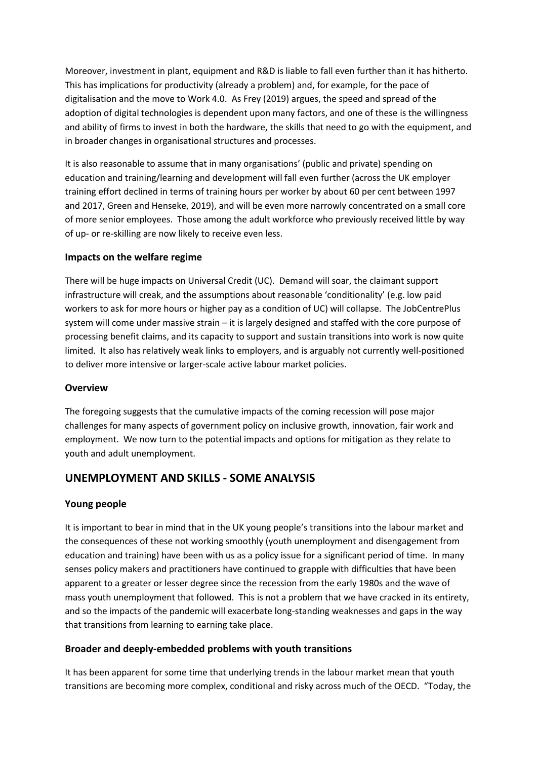Moreover, investment in plant, equipment and R&D is liable to fall even further than it has hitherto. This has implications for productivity (already a problem) and, for example, for the pace of digitalisation and the move to Work 4.0. As Frey (2019) argues, the speed and spread of the adoption of digital technologies is dependent upon many factors, and one of these is the willingness and ability of firms to invest in both the hardware, the skills that need to go with the equipment, and in broader changes in organisational structures and processes.

It is also reasonable to assume that in many organisations' (public and private) spending on education and training/learning and development will fall even further (across the UK employer training effort declined in terms of training hours per worker by about 60 per cent between 1997 and 2017, Green and Henseke, 2019), and will be even more narrowly concentrated on a small core of more senior employees. Those among the adult workforce who previously received little by way of up- or re-skilling are now likely to receive even less.

### Impacts on the welfare regime

There will be huge impacts on Universal Credit (UC). Demand will soar, the claimant support infrastructure will creak, and the assumptions about reasonable 'conditionality' (e.g. low paid workers to ask for more hours or higher pay as a condition of UC) will collapse. The JobCentrePlus system will come under massive strain – it is largely designed and staffed with the core purpose of processing benefit claims, and its capacity to support and sustain transitions into work is now quite limited. It also has relatively weak links to employers, and is arguably not currently well-positioned to deliver more intensive or larger-scale active labour market policies.

### Overview

The foregoing suggests that the cumulative impacts of the coming recession will pose major challenges for many aspects of government policy on inclusive growth, innovation, fair work and employment. We now turn to the potential impacts and options for mitigation as they relate to youth and adult unemployment.

## UNEMPLOYMENT AND SKILLS - SOME ANALYSIS

### Young people

It is important to bear in mind that in the UK young people's transitions into the labour market and the consequences of these not working smoothly (youth unemployment and disengagement from education and training) have been with us as a policy issue for a significant period of time. In many senses policy makers and practitioners have continued to grapple with difficulties that have been apparent to a greater or lesser degree since the recession from the early 1980s and the wave of mass youth unemployment that followed. This is not a problem that we have cracked in its entirety, and so the impacts of the pandemic will exacerbate long-standing weaknesses and gaps in the way that transitions from learning to earning take place.

### Broader and deeply-embedded problems with youth transitions

It has been apparent for some time that underlying trends in the labour market mean that youth transitions are becoming more complex, conditional and risky across much of the OECD. "Today, the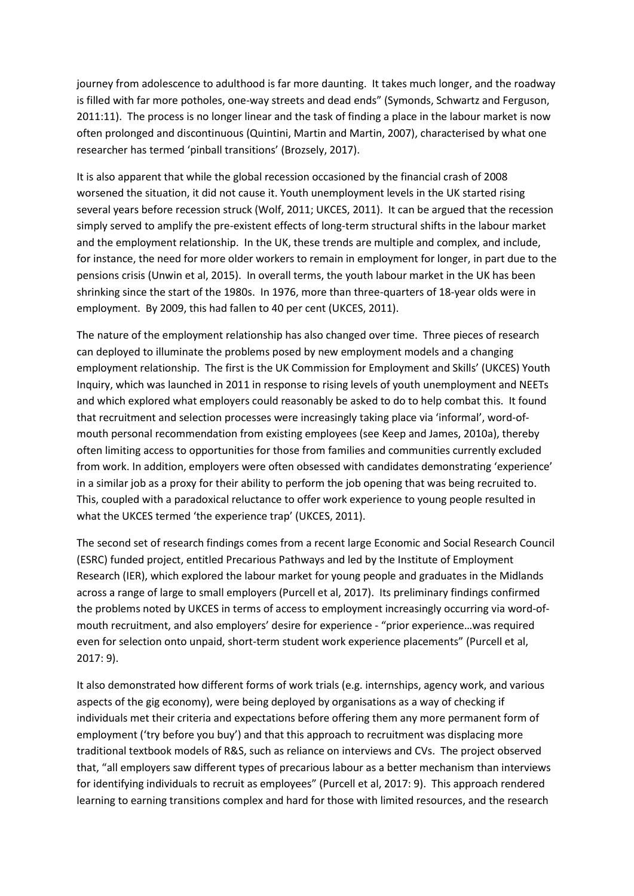journey from adolescence to adulthood is far more daunting. It takes much longer, and the roadway is filled with far more potholes, one-way streets and dead ends" (Symonds, Schwartz and Ferguson, 2011:11). The process is no longer linear and the task of finding a place in the labour market is now often prolonged and discontinuous (Quintini, Martin and Martin, 2007), characterised by what one researcher has termed 'pinball transitions' (Brozsely, 2017).

It is also apparent that while the global recession occasioned by the financial crash of 2008 worsened the situation, it did not cause it. Youth unemployment levels in the UK started rising several years before recession struck (Wolf, 2011; UKCES, 2011). It can be argued that the recession simply served to amplify the pre-existent effects of long-term structural shifts in the labour market and the employment relationship. In the UK, these trends are multiple and complex, and include, for instance, the need for more older workers to remain in employment for longer, in part due to the pensions crisis (Unwin et al, 2015). In overall terms, the youth labour market in the UK has been shrinking since the start of the 1980s. In 1976, more than three-quarters of 18-year olds were in employment. By 2009, this had fallen to 40 per cent (UKCES, 2011).

The nature of the employment relationship has also changed over time. Three pieces of research can deployed to illuminate the problems posed by new employment models and a changing employment relationship. The first is the UK Commission for Employment and Skills' (UKCES) Youth Inquiry, which was launched in 2011 in response to rising levels of youth unemployment and NEETs and which explored what employers could reasonably be asked to do to help combat this. It found that recruitment and selection processes were increasingly taking place via 'informal', word-of-mouth personal recommendation from existing employees (see Keep and James, 2010a), thereby often limiting access to opportunities for those from families and communities currently excluded from work. In addition, employers were often obsessed with candidates demonstrating 'experience' in a similar job as a proxy for their ability to perform the job opening that was being recruited to. This, coupled with a paradoxical reluctance to offer work experience to young people resulted in what the UKCES termed 'the experience trap' (UKCES, 2011).

The second set of research findings comes from a recent large Economic and Social Research Council (ESRC) funded project, entitled Precarious Pathways and led by the Institute of Employment Research (IER), which explored the labour market for young people and graduates in the Midlands across a range of large to small employers (Purcell et al, 2017). Its preliminary findings confirmed the problems noted by UKCES in terms of access to employment increasingly occurring via word-of-mouth recruitment, and also employers' desire for experience - "prior experience…was required even for selection onto unpaid, short-term student work experience placements" (Purcell et al, 2017: 9).

It also demonstrated how different forms of work trials (e.g. internships, agency work, and various aspects of the gig economy), were being deployed by organisations as a way of checking if individuals met their criteria and expectations before offering them any more permanent form of employment ('try before you buy') and that this approach to recruitment was displacing more traditional textbook models of R&S, such as reliance on interviews and CVs. The project observed that, "all employers saw different types of precarious labour as a better mechanism than interviews for identifying individuals to recruit as employees" (Purcell et al, 2017: 9). This approach rendered learning to earning transitions complex and hard for those with limited resources, and the research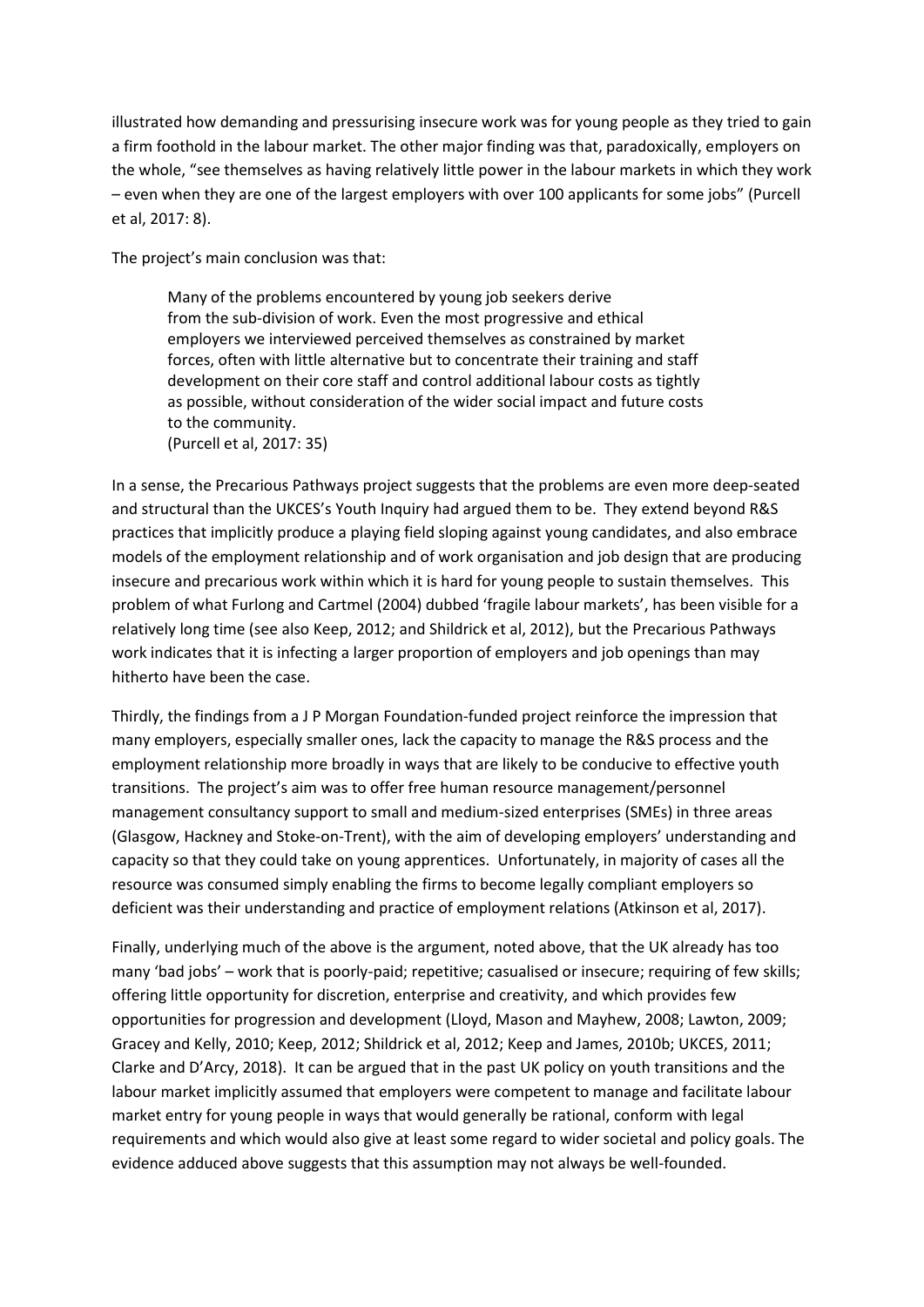illustrated how demanding and pressurising insecure work was for young people as they tried to gain a firm foothold in the labour market. The other major finding was that, paradoxically, employers on the whole, "see themselves as having relatively little power in the labour markets in which they work – even when they are one of the largest employers with over 100 applicants for some jobs" (Purcell et al, 2017: 8).

The project's main conclusion was that:

> Many of the problems encountered by young job seekers derive from the sub-division of work. Even the most progressive and ethical employers we interviewed perceived themselves as constrained by market forces, often with little alternative but to concentrate their training and staff development on their core staff and control additional labour costs as tightly as possible, without consideration of the wider social impact and future costs to the community.
> (Purcell et al, 2017: 35)

In a sense, the Precarious Pathways project suggests that the problems are even more deep-seated and structural than the UKCES's Youth Inquiry had argued them to be. They extend beyond R&S practices that implicitly produce a playing field sloping against young candidates, and also embrace models of the employment relationship and of work organisation and job design that are producing insecure and precarious work within which it is hard for young people to sustain themselves. This problem of what Furlong and Cartmel (2004) dubbed 'fragile labour markets', has been visible for a relatively long time (see also Keep, 2012; and Shildrick et al, 2012), but the Precarious Pathways work indicates that it is infecting a larger proportion of employers and job openings than may hitherto have been the case.

Thirdly, the findings from a J P Morgan Foundation-funded project reinforce the impression that many employers, especially smaller ones, lack the capacity to manage the R&S process and the employment relationship more broadly in ways that are likely to be conducive to effective youth transitions. The project's aim was to offer free human resource management/personnel management consultancy support to small and medium-sized enterprises (SMEs) in three areas (Glasgow, Hackney and Stoke-on-Trent), with the aim of developing employers' understanding and capacity so that they could take on young apprentices. Unfortunately, in majority of cases all the resource was consumed simply enabling the firms to become legally compliant employers so deficient was their understanding and practice of employment relations (Atkinson et al, 2017).

Finally, underlying much of the above is the argument, noted above, that the UK already has too many 'bad jobs' – work that is poorly-paid; repetitive; casualised or insecure; requiring of few skills; offering little opportunity for discretion, enterprise and creativity, and which provides few opportunities for progression and development (Lloyd, Mason and Mayhew, 2008; Lawton, 2009; Gracey and Kelly, 2010; Keep, 2012; Shildrick et al, 2012; Keep and James, 2010b; UKCES, 2011; Clarke and D'Arcy, 2018). It can be argued that in the past UK policy on youth transitions and the labour market implicitly assumed that employers were competent to manage and facilitate labour market entry for young people in ways that would generally be rational, conform with legal requirements and which would also give at least some regard to wider societal and policy goals. The evidence adduced above suggests that this assumption may not always be well-founded.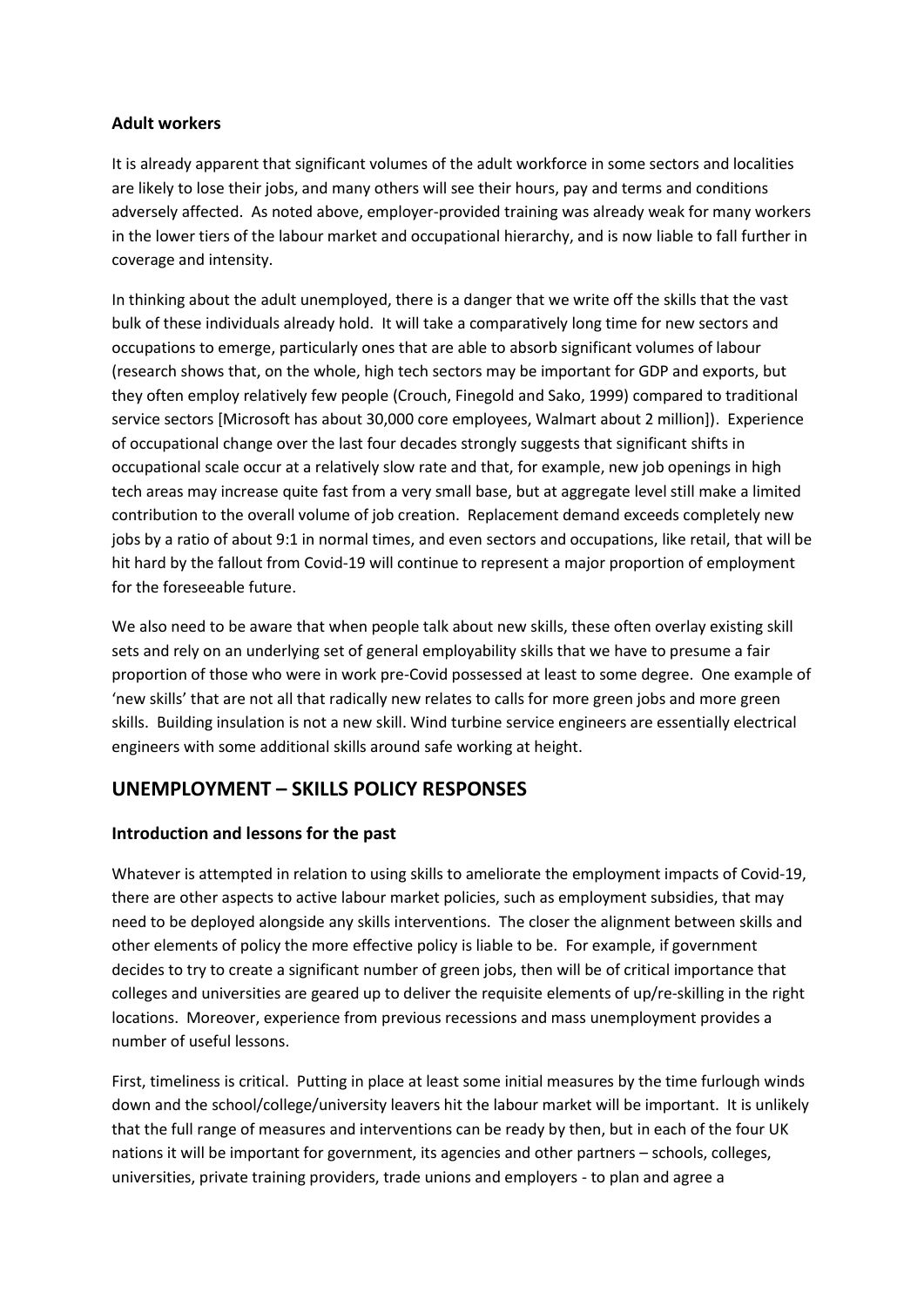### Adult workers

It is already apparent that significant volumes of the adult workforce in some sectors and localities are likely to lose their jobs, and many others will see their hours, pay and terms and conditions adversely affected. As noted above, employer-provided training was already weak for many workers in the lower tiers of the labour market and occupational hierarchy, and is now liable to fall further in coverage and intensity.

In thinking about the adult unemployed, there is a danger that we write off the skills that the vast bulk of these individuals already hold. It will take a comparatively long time for new sectors and occupations to emerge, particularly ones that are able to absorb significant volumes of labour (research shows that, on the whole, high tech sectors may be important for GDP and exports, but they often employ relatively few people (Crouch, Finegold and Sako, 1999) compared to traditional service sectors [Microsoft has about 30,000 core employees, Walmart about 2 million]). Experience of occupational change over the last four decades strongly suggests that significant shifts in occupational scale occur at a relatively slow rate and that, for example, new job openings in high tech areas may increase quite fast from a very small base, but at aggregate level still make a limited contribution to the overall volume of job creation. Replacement demand exceeds completely new jobs by a ratio of about 9:1 in normal times, and even sectors and occupations, like retail, that will be hit hard by the fallout from Covid-19 will continue to represent a major proportion of employment for the foreseeable future.

We also need to be aware that when people talk about new skills, these often overlay existing skill sets and rely on an underlying set of general employability skills that we have to presume a fair proportion of those who were in work pre-Covid possessed at least to some degree. One example of 'new skills' that are not all that radically new relates to calls for more green jobs and more green skills. Building insulation is not a new skill. Wind turbine service engineers are essentially electrical engineers with some additional skills around safe working at height.

## UNEMPLOYMENT – SKILLS POLICY RESPONSES

### Introduction and lessons for the past

Whatever is attempted in relation to using skills to ameliorate the employment impacts of Covid-19, there are other aspects to active labour market policies, such as employment subsidies, that may need to be deployed alongside any skills interventions. The closer the alignment between skills and other elements of policy the more effective policy is liable to be. For example, if government decides to try to create a significant number of green jobs, then will be of critical importance that colleges and universities are geared up to deliver the requisite elements of up/re-skilling in the right locations. Moreover, experience from previous recessions and mass unemployment provides a number of useful lessons.

First, timeliness is critical. Putting in place at least some initial measures by the time furlough winds down and the school/college/university leavers hit the labour market will be important. It is unlikely that the full range of measures and interventions can be ready by then, but in each of the four UK nations it will be important for government, its agencies and other partners – schools, colleges, universities, private training providers, trade unions and employers - to plan and agree a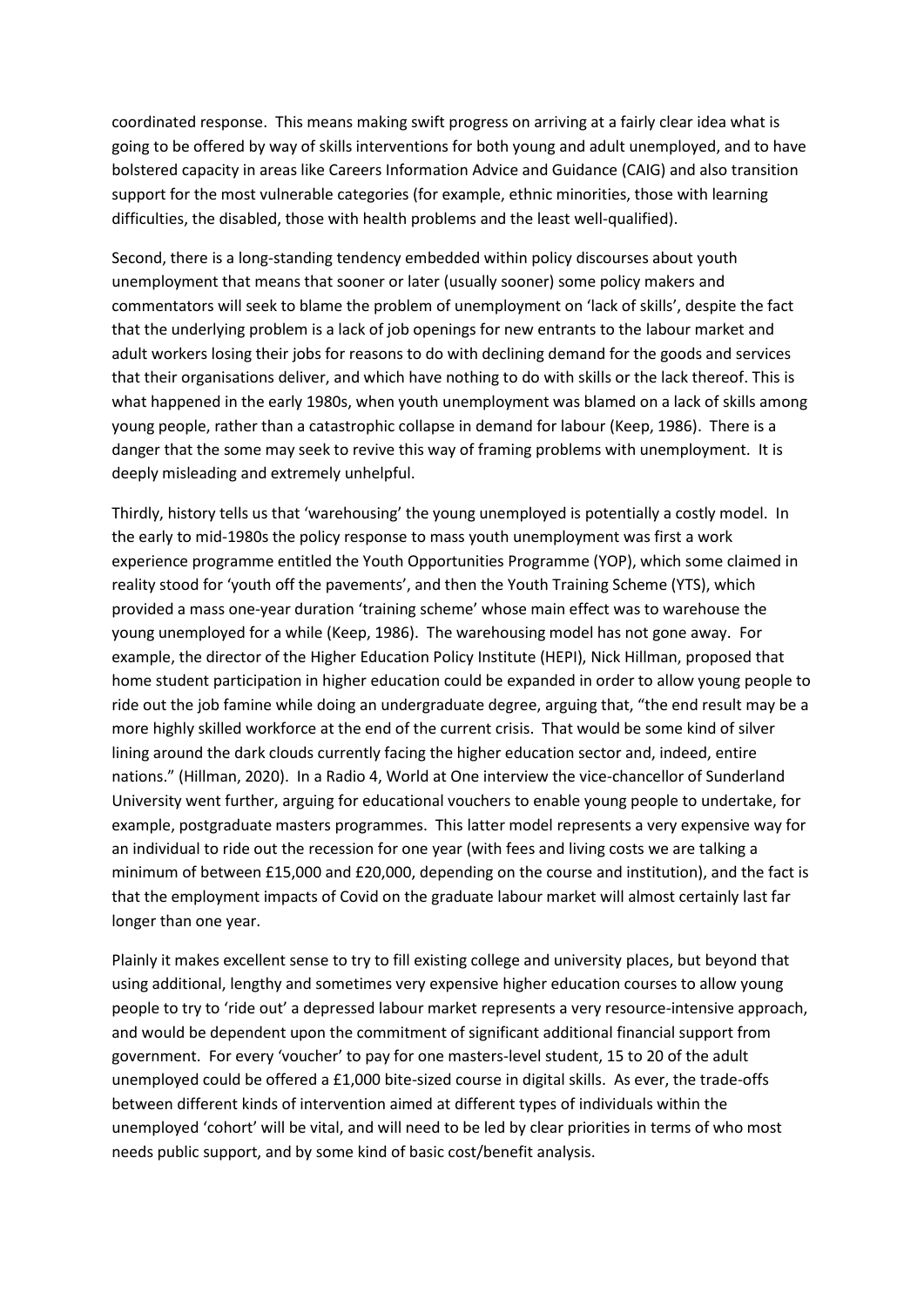coordinated response. This means making swift progress on arriving at a fairly clear idea what is going to be offered by way of skills interventions for both young and adult unemployed, and to have bolstered capacity in areas like Careers Information Advice and Guidance (CAIG) and also transition support for the most vulnerable categories (for example, ethnic minorities, those with learning difficulties, the disabled, those with health problems and the least well-qualified).

Second, there is a long-standing tendency embedded within policy discourses about youth unemployment that means that sooner or later (usually sooner) some policy makers and commentators will seek to blame the problem of unemployment on 'lack of skills', despite the fact that the underlying problem is a lack of job openings for new entrants to the labour market and adult workers losing their jobs for reasons to do with declining demand for the goods and services that their organisations deliver, and which have nothing to do with skills or the lack thereof. This is what happened in the early 1980s, when youth unemployment was blamed on a lack of skills among young people, rather than a catastrophic collapse in demand for labour (Keep, 1986). There is a danger that the some may seek to revive this way of framing problems with unemployment. It is deeply misleading and extremely unhelpful.

Thirdly, history tells us that 'warehousing' the young unemployed is potentially a costly model. In the early to mid-1980s the policy response to mass youth unemployment was first a work experience programme entitled the Youth Opportunities Programme (YOP), which some claimed in reality stood for 'youth off the pavements', and then the Youth Training Scheme (YTS), which provided a mass one-year duration 'training scheme' whose main effect was to warehouse the young unemployed for a while (Keep, 1986). The warehousing model has not gone away. For example, the director of the Higher Education Policy Institute (HEPI), Nick Hillman, proposed that home student participation in higher education could be expanded in order to allow young people to ride out the job famine while doing an undergraduate degree, arguing that, "the end result may be a more highly skilled workforce at the end of the current crisis. That would be some kind of silver lining around the dark clouds currently facing the higher education sector and, indeed, entire nations." (Hillman, 2020). In a Radio 4, World at One interview the vice-chancellor of Sunderland University went further, arguing for educational vouchers to enable young people to undertake, for example, postgraduate masters programmes. This latter model represents a very expensive way for an individual to ride out the recession for one year (with fees and living costs we are talking a minimum of between £15,000 and £20,000, depending on the course and institution), and the fact is that the employment impacts of Covid on the graduate labour market will almost certainly last far longer than one year.

Plainly it makes excellent sense to try to fill existing college and university places, but beyond that using additional, lengthy and sometimes very expensive higher education courses to allow young people to try to 'ride out' a depressed labour market represents a very resource-intensive approach, and would be dependent upon the commitment of significant additional financial support from government. For every 'voucher' to pay for one masters-level student, 15 to 20 of the adult unemployed could be offered a £1,000 bite-sized course in digital skills. As ever, the trade-offs between different kinds of intervention aimed at different types of individuals within the unemployed 'cohort' will be vital, and will need to be led by clear priorities in terms of who most needs public support, and by some kind of basic cost/benefit analysis.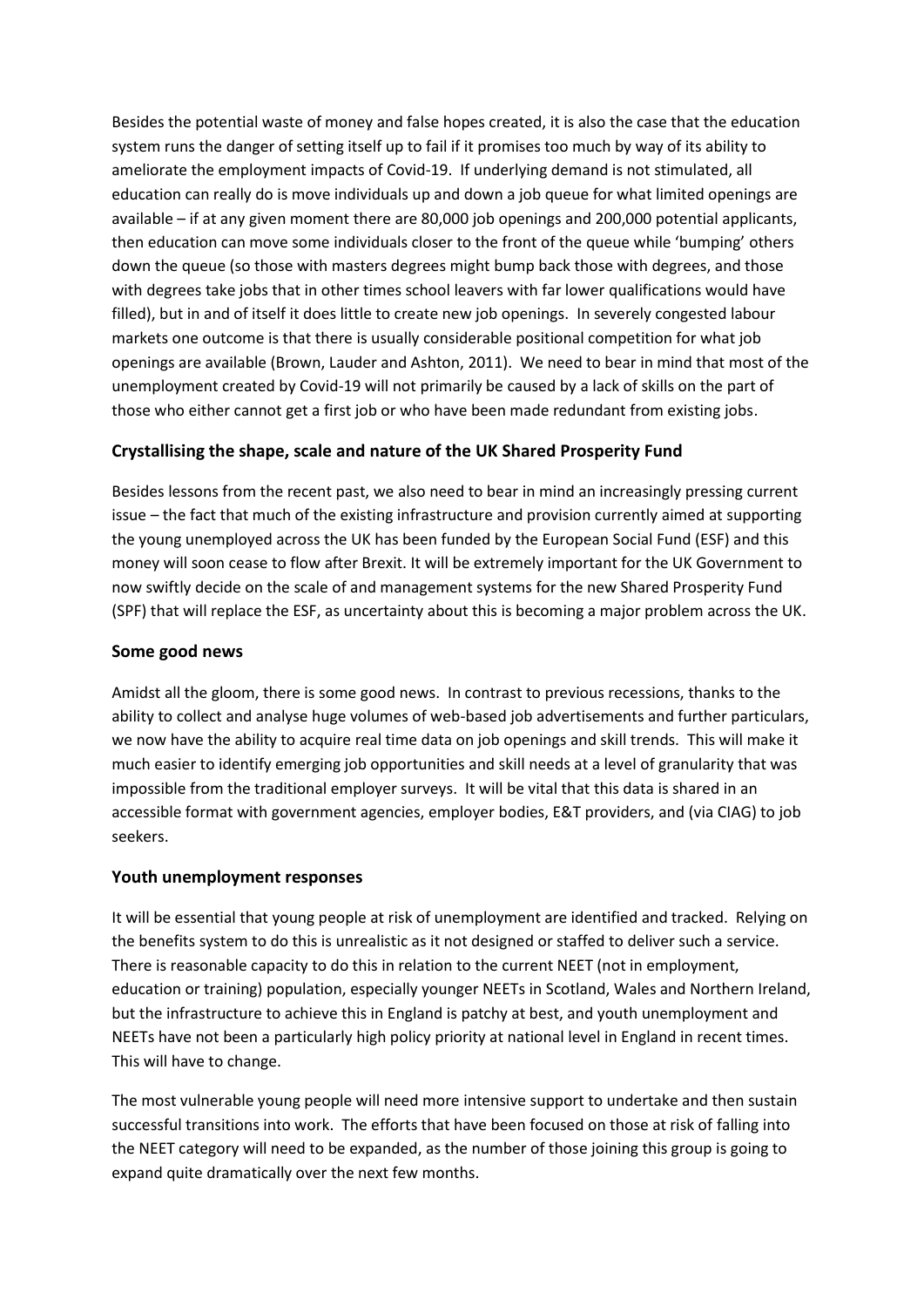Besides the potential waste of money and false hopes created, it is also the case that the education system runs the danger of setting itself up to fail if it promises too much by way of its ability to ameliorate the employment impacts of Covid-19. If underlying demand is not stimulated, all education can really do is move individuals up and down a job queue for what limited openings are available – if at any given moment there are 80,000 job openings and 200,000 potential applicants, then education can move some individuals closer to the front of the queue while 'bumping' others down the queue (so those with masters degrees might bump back those with degrees, and those with degrees take jobs that in other times school leavers with far lower qualifications would have filled), but in and of itself it does little to create new job openings. In severely congested labour markets one outcome is that there is usually considerable positional competition for what job openings are available (Brown, Lauder and Ashton, 2011). We need to bear in mind that most of the unemployment created by Covid-19 will not primarily be caused by a lack of skills on the part of those who either cannot get a first job or who have been made redundant from existing jobs.

## Crystallising the shape, scale and nature of the UK Shared Prosperity Fund

Besides lessons from the recent past, we also need to bear in mind an increasingly pressing current issue – the fact that much of the existing infrastructure and provision currently aimed at supporting the young unemployed across the UK has been funded by the European Social Fund (ESF) and this money will soon cease to flow after Brexit. It will be extremely important for the UK Government to now swiftly decide on the scale of and management systems for the new Shared Prosperity Fund (SPF) that will replace the ESF, as uncertainty about this is becoming a major problem across the UK.

## Some good news

Amidst all the gloom, there is some good news. In contrast to previous recessions, thanks to the ability to collect and analyse huge volumes of web-based job advertisements and further particulars, we now have the ability to acquire real time data on job openings and skill trends. This will make it much easier to identify emerging job opportunities and skill needs at a level of granularity that was impossible from the traditional employer surveys. It will be vital that this data is shared in an accessible format with government agencies, employer bodies, E&T providers, and (via CIAG) to job seekers.

## Youth unemployment responses

It will be essential that young people at risk of unemployment are identified and tracked. Relying on the benefits system to do this is unrealistic as it not designed or staffed to deliver such a service. There is reasonable capacity to do this in relation to the current NEET (not in employment, education or training) population, especially younger NEETs in Scotland, Wales and Northern Ireland, but the infrastructure to achieve this in England is patchy at best, and youth unemployment and NEETs have not been a particularly high policy priority at national level in England in recent times. This will have to change.

The most vulnerable young people will need more intensive support to undertake and then sustain successful transitions into work. The efforts that have been focused on those at risk of falling into the NEET category will need to be expanded, as the number of those joining this group is going to expand quite dramatically over the next few months.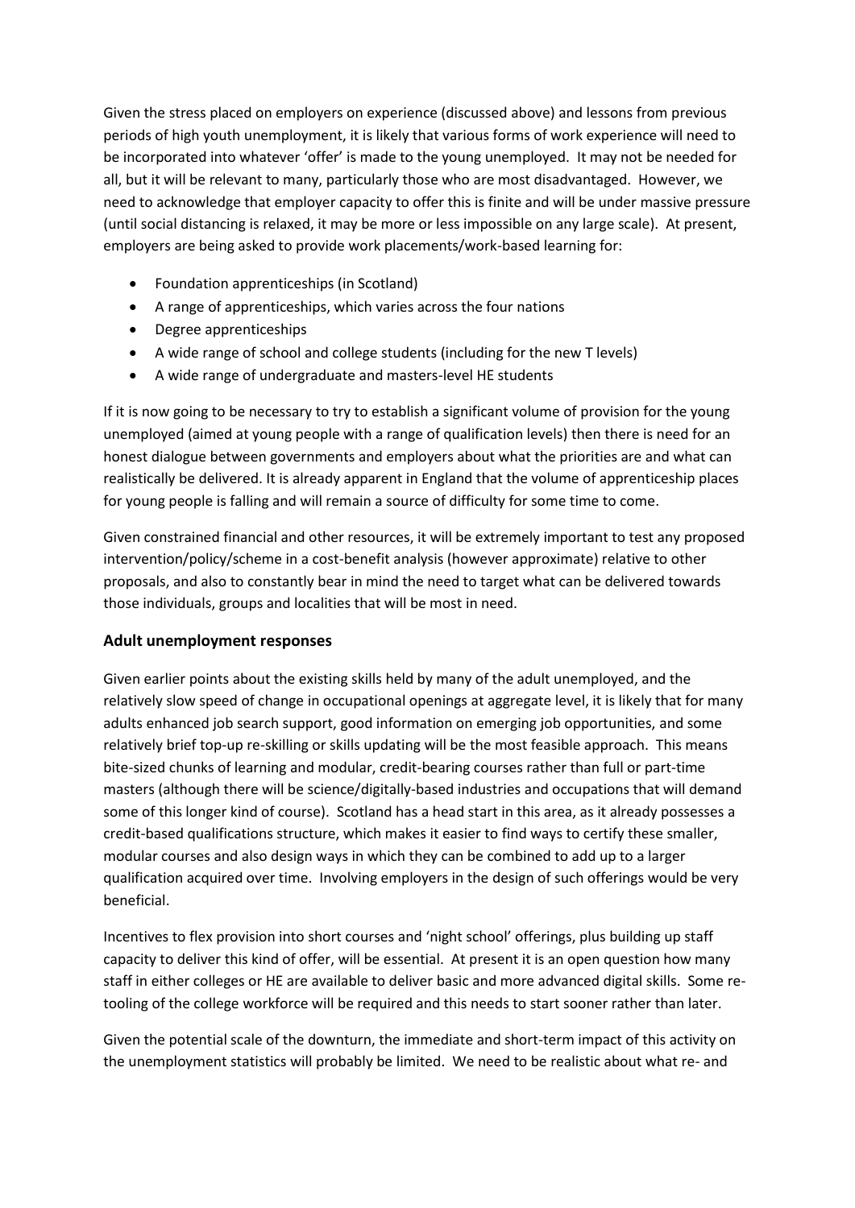Given the stress placed on employers on experience (discussed above) and lessons from previous periods of high youth unemployment, it is likely that various forms of work experience will need to be incorporated into whatever 'offer' is made to the young unemployed. It may not be needed for all, but it will be relevant to many, particularly those who are most disadvantaged. However, we need to acknowledge that employer capacity to offer this is finite and will be under massive pressure (until social distancing is relaxed, it may be more or less impossible on any large scale). At present, employers are being asked to provide work placements/work-based learning for:

- Foundation apprenticeships (in Scotland)
- A range of apprenticeships, which varies across the four nations
- Degree apprenticeships
- A wide range of school and college students (including for the new T levels)
- A wide range of undergraduate and masters-level HE students

If it is now going to be necessary to try to establish a significant volume of provision for the young unemployed (aimed at young people with a range of qualification levels) then there is need for an honest dialogue between governments and employers about what the priorities are and what can realistically be delivered. It is already apparent in England that the volume of apprenticeship places for young people is falling and will remain a source of difficulty for some time to come.

Given constrained financial and other resources, it will be extremely important to test any proposed intervention/policy/scheme in a cost-benefit analysis (however approximate) relative to other proposals, and also to constantly bear in mind the need to target what can be delivered towards those individuals, groups and localities that will be most in need.

## Adult unemployment responses

Given earlier points about the existing skills held by many of the adult unemployed, and the relatively slow speed of change in occupational openings at aggregate level, it is likely that for many adults enhanced job search support, good information on emerging job opportunities, and some relatively brief top-up re-skilling or skills updating will be the most feasible approach. This means bite-sized chunks of learning and modular, credit-bearing courses rather than full or part-time masters (although there will be science/digitally-based industries and occupations that will demand some of this longer kind of course). Scotland has a head start in this area, as it already possesses a credit-based qualifications structure, which makes it easier to find ways to certify these smaller, modular courses and also design ways in which they can be combined to add up to a larger qualification acquired over time. Involving employers in the design of such offerings would be very beneficial.

Incentives to flex provision into short courses and 'night school' offerings, plus building up staff capacity to deliver this kind of offer, will be essential. At present it is an open question how many staff in either colleges or HE are available to deliver basic and more advanced digital skills. Some re-tooling of the college workforce will be required and this needs to start sooner rather than later.

Given the potential scale of the downturn, the immediate and short-term impact of this activity on the unemployment statistics will probably be limited. We need to be realistic about what re- and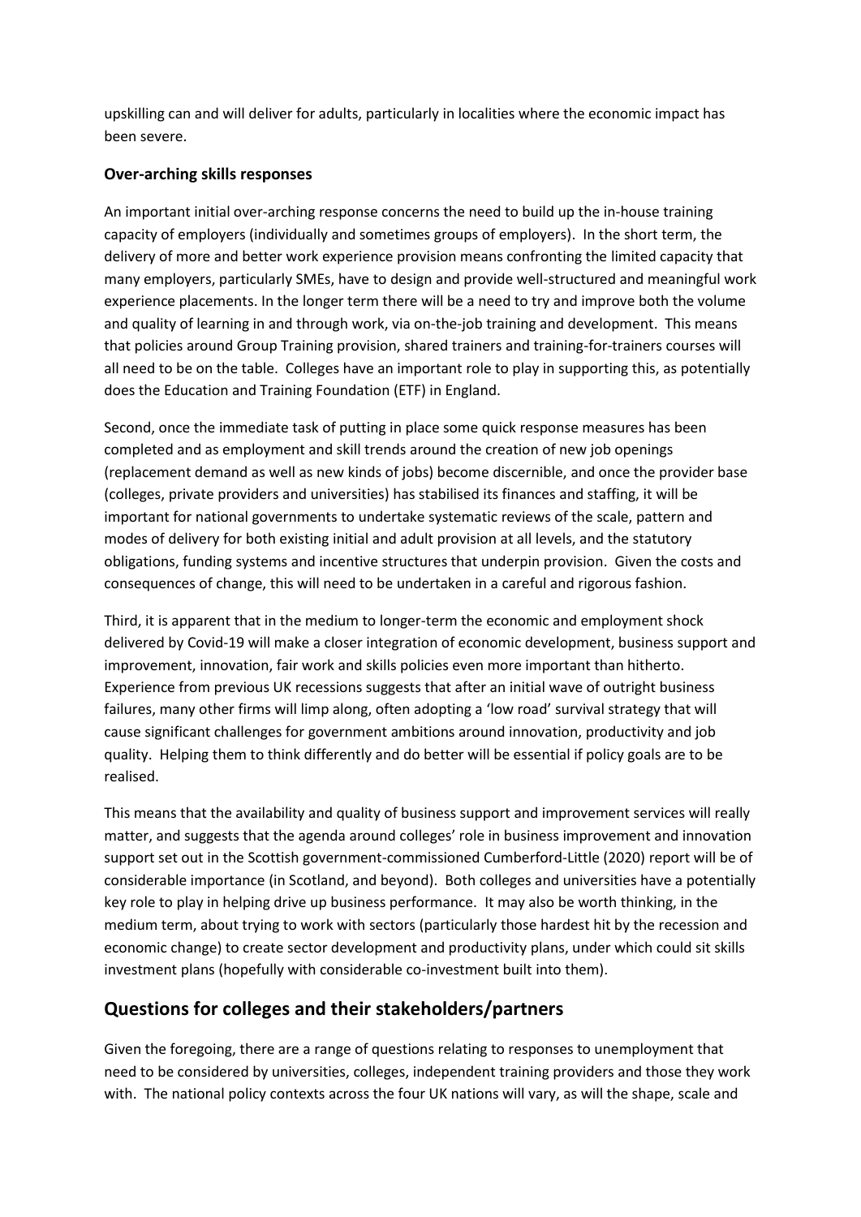upskilling can and will deliver for adults, particularly in localities where the economic impact has been severe.

**Over-arching skills responses**

An important initial over-arching response concerns the need to build up the in-house training capacity of employers (individually and sometimes groups of employers). In the short term, the delivery of more and better work experience provision means confronting the limited capacity that many employers, particularly SMEs, have to design and provide well-structured and meaningful work experience placements. In the longer term there will be a need to try and improve both the volume and quality of learning in and through work, via on-the-job training and development. This means that policies around Group Training provision, shared trainers and training-for-trainers courses will all need to be on the table. Colleges have an important role to play in supporting this, as potentially does the Education and Training Foundation (ETF) in England.

Second, once the immediate task of putting in place some quick response measures has been completed and as employment and skill trends around the creation of new job openings (replacement demand as well as new kinds of jobs) become discernible, and once the provider base (colleges, private providers and universities) has stabilised its finances and staffing, it will be important for national governments to undertake systematic reviews of the scale, pattern and modes of delivery for both existing initial and adult provision at all levels, and the statutory obligations, funding systems and incentive structures that underpin provision. Given the costs and consequences of change, this will need to be undertaken in a careful and rigorous fashion.

Third, it is apparent that in the medium to longer-term the economic and employment shock delivered by Covid-19 will make a closer integration of economic development, business support and improvement, innovation, fair work and skills policies even more important than hitherto. Experience from previous UK recessions suggests that after an initial wave of outright business failures, many other firms will limp along, often adopting a 'low road' survival strategy that will cause significant challenges for government ambitions around innovation, productivity and job quality. Helping them to think differently and do better will be essential if policy goals are to be realised.

This means that the availability and quality of business support and improvement services will really matter, and suggests that the agenda around colleges' role in business improvement and innovation support set out in the Scottish government-commissioned Cumberford-Little (2020) report will be of considerable importance (in Scotland, and beyond). Both colleges and universities have a potentially key role to play in helping drive up business performance. It may also be worth thinking, in the medium term, about trying to work with sectors (particularly those hardest hit by the recession and economic change) to create sector development and productivity plans, under which could sit skills investment plans (hopefully with considerable co-investment built into them).

## Questions for colleges and their stakeholders/partners

Given the foregoing, there are a range of questions relating to responses to unemployment that need to be considered by universities, colleges, independent training providers and those they work with. The national policy contexts across the four UK nations will vary, as will the shape, scale and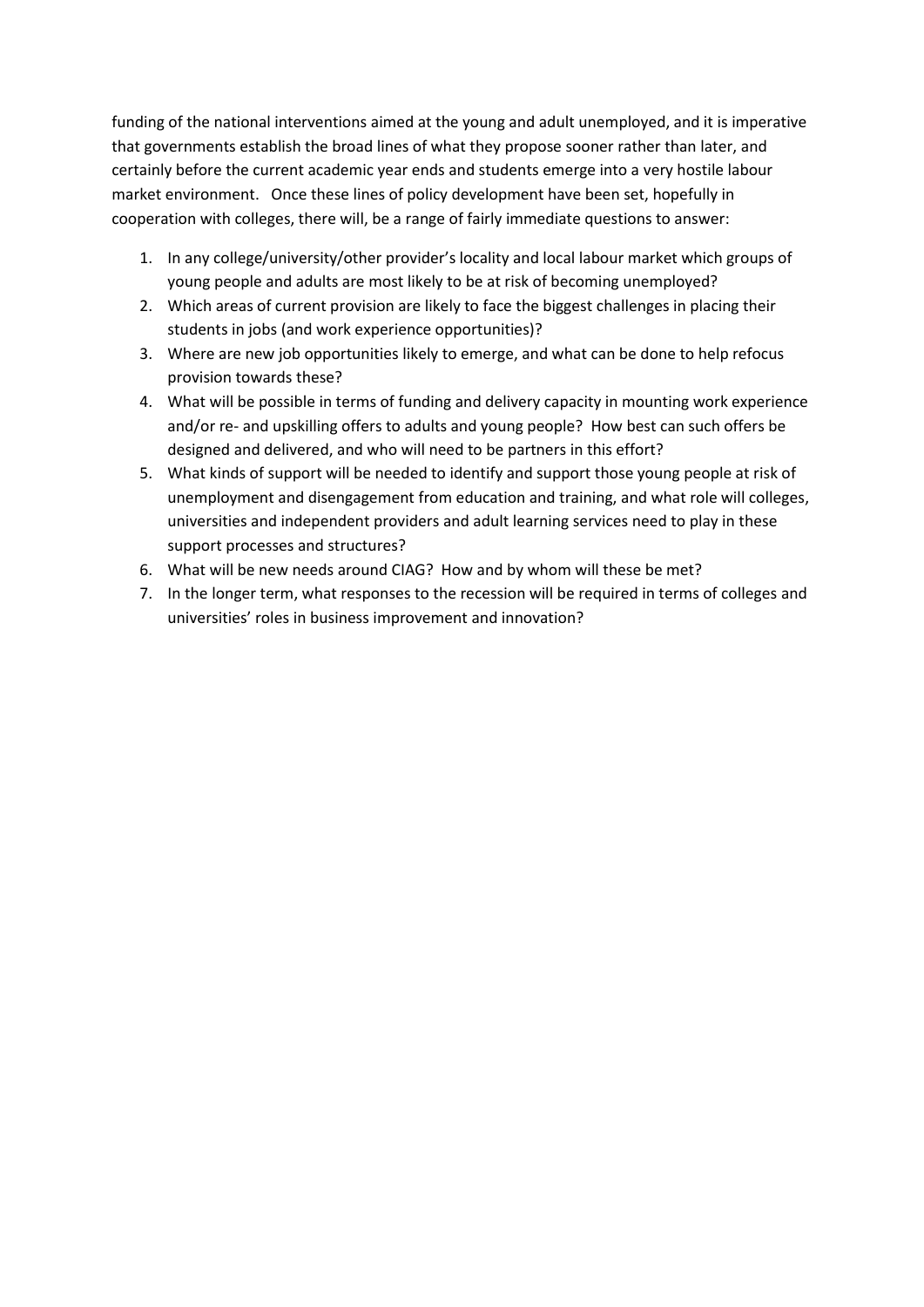funding of the national interventions aimed at the young and adult unemployed, and it is imperative that governments establish the broad lines of what they propose sooner rather than later, and certainly before the current academic year ends and students emerge into a very hostile labour market environment. Once these lines of policy development have been set, hopefully in cooperation with colleges, there will, be a range of fairly immediate questions to answer:

1. In any college/university/other provider's locality and local labour market which groups of young people and adults are most likely to be at risk of becoming unemployed?
2. Which areas of current provision are likely to face the biggest challenges in placing their students in jobs (and work experience opportunities)?
3. Where are new job opportunities likely to emerge, and what can be done to help refocus provision towards these?
4. What will be possible in terms of funding and delivery capacity in mounting work experience and/or re- and upskilling offers to adults and young people? How best can such offers be designed and delivered, and who will need to be partners in this effort?
5. What kinds of support will be needed to identify and support those young people at risk of unemployment and disengagement from education and training, and what role will colleges, universities and independent providers and adult learning services need to play in these support processes and structures?
6. What will be new needs around CIAG? How and by whom will these be met?
7. In the longer term, what responses to the recession will be required in terms of colleges and universities' roles in business improvement and innovation?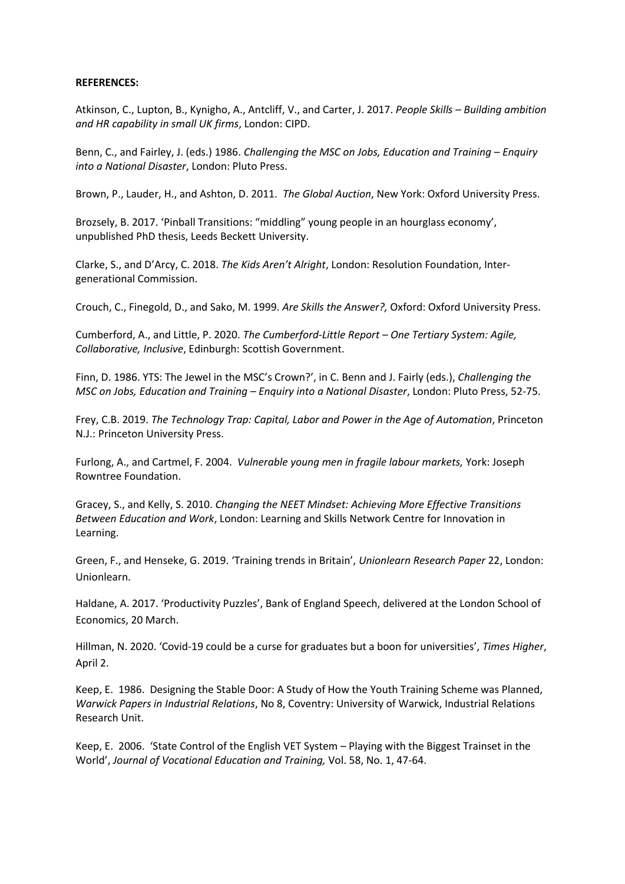**REFERENCES:**

Atkinson, C., Lupton, B., Kynigho, A., Antcliff, V., and Carter, J. 2017. *People Skills – Building ambition and HR capability in small UK firms*, London: CIPD.

Benn, C., and Fairley, J. (eds.) 1986. *Challenging the MSC on Jobs, Education and Training – Enquiry into a National Disaster*, London: Pluto Press.

Brown, P., Lauder, H., and Ashton, D. 2011. *The Global Auction*, New York: Oxford University Press.

Brozsely, B. 2017. 'Pinball Transitions: "middling" young people in an hourglass economy', unpublished PhD thesis, Leeds Beckett University.

Clarke, S., and D'Arcy, C. 2018. *The Kids Aren't Alright*, London: Resolution Foundation, Inter-generational Commission.

Crouch, C., Finegold, D., and Sako, M. 1999. *Are Skills the Answer?,* Oxford: Oxford University Press.

Cumberford, A., and Little, P. 2020. *The Cumberford-Little Report – One Tertiary System: Agile, Collaborative, Inclusive*, Edinburgh: Scottish Government.

Finn, D. 1986. YTS: The Jewel in the MSC's Crown?', in C. Benn and J. Fairly (eds.), *Challenging the MSC on Jobs, Education and Training – Enquiry into a National Disaster*, London: Pluto Press, 52-75.

Frey, C.B. 2019. *The Technology Trap: Capital, Labor and Power in the Age of Automation*, Princeton N.J.: Princeton University Press.

Furlong, A., and Cartmel, F. 2004. *Vulnerable young men in fragile labour markets,* York: Joseph Rowntree Foundation.

Gracey, S., and Kelly, S. 2010. *Changing the NEET Mindset: Achieving More Effective Transitions Between Education and Work*, London: Learning and Skills Network Centre for Innovation in Learning.

Green, F., and Henseke, G. 2019. 'Training trends in Britain', *Unionlearn Research Paper* 22, London: Unionlearn.

Haldane, A. 2017. 'Productivity Puzzles', Bank of England Speech, delivered at the London School of Economics, 20 March.

Hillman, N. 2020. 'Covid-19 could be a curse for graduates but a boon for universities', *Times Higher*, April 2.

Keep, E. 1986. Designing the Stable Door: A Study of How the Youth Training Scheme was Planned, *Warwick Papers in Industrial Relations*, No 8, Coventry: University of Warwick, Industrial Relations Research Unit.

Keep, E. 2006. 'State Control of the English VET System – Playing with the Biggest Trainset in the World', *Journal of Vocational Education and Training,* Vol. 58, No. 1, 47-64.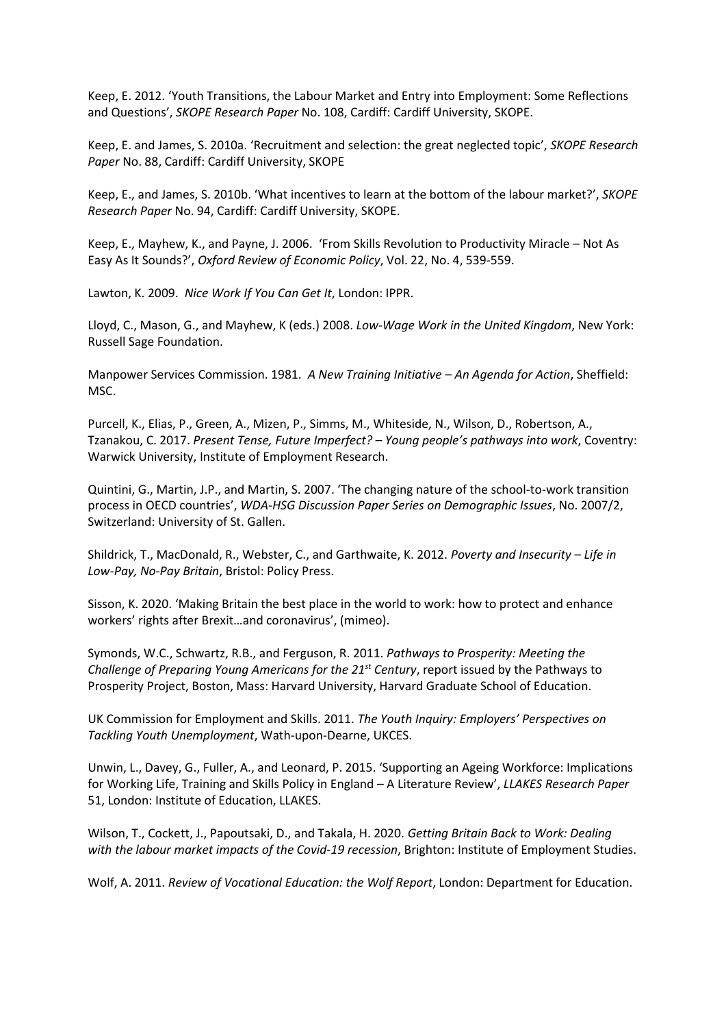Keep, E. 2012. 'Youth Transitions, the Labour Market and Entry into Employment: Some Reflections and Questions', *SKOPE Research Paper* No. 108, Cardiff: Cardiff University, SKOPE.

Keep, E. and James, S. 2010a. 'Recruitment and selection: the great neglected topic', *SKOPE Research Paper* No. 88, Cardiff: Cardiff University, SKOPE

Keep, E., and James, S. 2010b. 'What incentives to learn at the bottom of the labour market?', *SKOPE Research Paper* No. 94, Cardiff: Cardiff University, SKOPE.

Keep, E., Mayhew, K., and Payne, J. 2006. 'From Skills Revolution to Productivity Miracle – Not As Easy As It Sounds?', *Oxford Review of Economic Policy*, Vol. 22, No. 4, 539-559.

Lawton, K. 2009. *Nice Work If You Can Get It*, London: IPPR.

Lloyd, C., Mason, G., and Mayhew, K (eds.) 2008. *Low-Wage Work in the United Kingdom*, New York: Russell Sage Foundation.

Manpower Services Commission. 1981. *A New Training Initiative – An Agenda for Action*, Sheffield: MSC.

Purcell, K., Elias, P., Green, A., Mizen, P., Simms, M., Whiteside, N., Wilson, D., Robertson, A., Tzanakou, C. 2017. *Present Tense, Future Imperfect? – Young people's pathways into work*, Coventry: Warwick University, Institute of Employment Research.

Quintini, G., Martin, J.P., and Martin, S. 2007. 'The changing nature of the school-to-work transition process in OECD countries', *WDA-HSG Discussion Paper Series on Demographic Issues*, No. 2007/2, Switzerland: University of St. Gallen.

Shildrick, T., MacDonald, R., Webster, C., and Garthwaite, K. 2012. *Poverty and Insecurity – Life in Low-Pay, No-Pay Britain*, Bristol: Policy Press.

Sisson, K. 2020. 'Making Britain the best place in the world to work: how to protect and enhance workers' rights after Brexit…and coronavirus', (mimeo).

Symonds, W.C., Schwartz, R.B., and Ferguson, R. 2011. *Pathways to Prosperity: Meeting the Challenge of Preparing Young Americans for the 21st Century*, report issued by the Pathways to Prosperity Project, Boston, Mass: Harvard University, Harvard Graduate School of Education.

UK Commission for Employment and Skills. 2011. *The Youth Inquiry: Employers' Perspectives on Tackling Youth Unemployment*, Wath-upon-Dearne, UKCES.

Unwin, L., Davey, G., Fuller, A., and Leonard, P. 2015. 'Supporting an Ageing Workforce: Implications for Working Life, Training and Skills Policy in England – A Literature Review', *LLAKES Research Paper* 51, London: Institute of Education, LLAKES.

Wilson, T., Cockett, J., Papoutsaki, D., and Takala, H. 2020. *Getting Britain Back to Work: Dealing with the labour market impacts of the Covid-19 recession*, Brighton: Institute of Employment Studies.

Wolf, A. 2011. *Review of Vocational Education: the Wolf Report*, London: Department for Education.